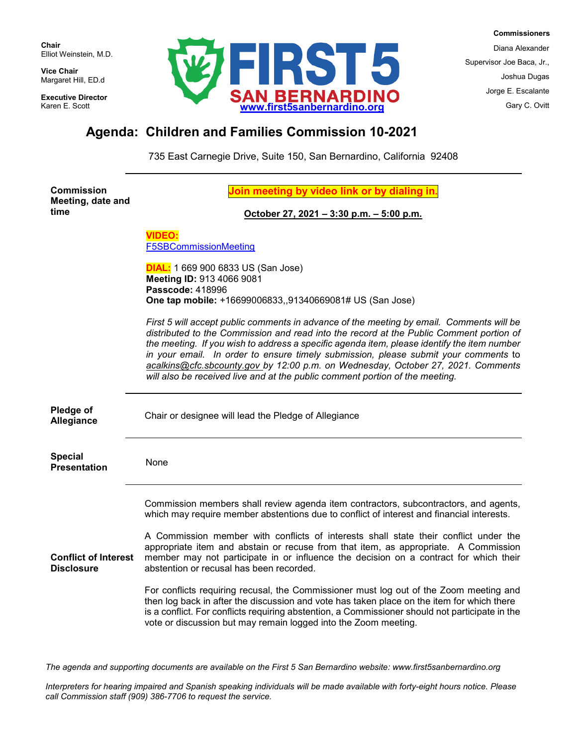**Chair**
Elliot Weinstein, M.D.

**Vice Chair**
Margaret Hill, ED.d

**Executive Director**
Karen E. Scott

**FIRST 5 SAN BERNARDINO**
**www.first5sanbernardino.org**

**Commissioners**
Diana Alexander
Supervisor Joe Baca, Jr.,
Joshua Dugas
Jorge E. Escalante
Gary C. Ovitt

# Agenda: Children and Families Commission 10-2021

735 East Carnegie Drive, Suite 150, San Bernardino, California 92408

---

**Commission Meeting, date and time**

**Join meeting by video link or by dialing in.**

**October 27, 2021 – 3:30 p.m. – 5:00 p.m.**

**VIDEO:**
F5SBCommissionMeeting

**DIAL:** 1 669 900 6833 US (San Jose)
**Meeting ID:** 913 4066 9081
**Passcode:** 418996
**One tap mobile:** +16699006833,,91340669081# US (San Jose)

*First 5 will accept public comments in advance of the meeting by email. Comments will be distributed to the Commission and read into the record at the Public Comment portion of the meeting. If you wish to address a specific agenda item, please identify the item number in your email. In order to ensure timely submission, please submit your comments to acalkins@cfc.sbcounty.gov by 12:00 p.m. on Wednesday, October 27, 2021. Comments will also be received live and at the public comment portion of the meeting.*

---

**Pledge of Allegiance**

Chair or designee will lead the Pledge of Allegiance

---

**Special Presentation**

None

---

**Conflict of Interest Disclosure**

Commission members shall review agenda item contractors, subcontractors, and agents, which may require member abstentions due to conflict of interest and financial interests.

A Commission member with conflicts of interests shall state their conflict under the appropriate item and abstain or recuse from that item, as appropriate. A Commission member may not participate in or influence the decision on a contract for which their abstention or recusal has been recorded.

For conflicts requiring recusal, the Commissioner must log out of the Zoom meeting and then log back in after the discussion and vote has taken place on the item for which there is a conflict. For conflicts requiring abstention, a Commissioner should not participate in the vote or discussion but may remain logged into the Zoom meeting.

*The agenda and supporting documents are available on the First 5 San Bernardino website: www.first5sanbernardino.org*

*Interpreters for hearing impaired and Spanish speaking individuals will be made available with forty-eight hours notice. Please call Commission staff (909) 386-7706 to request the service.*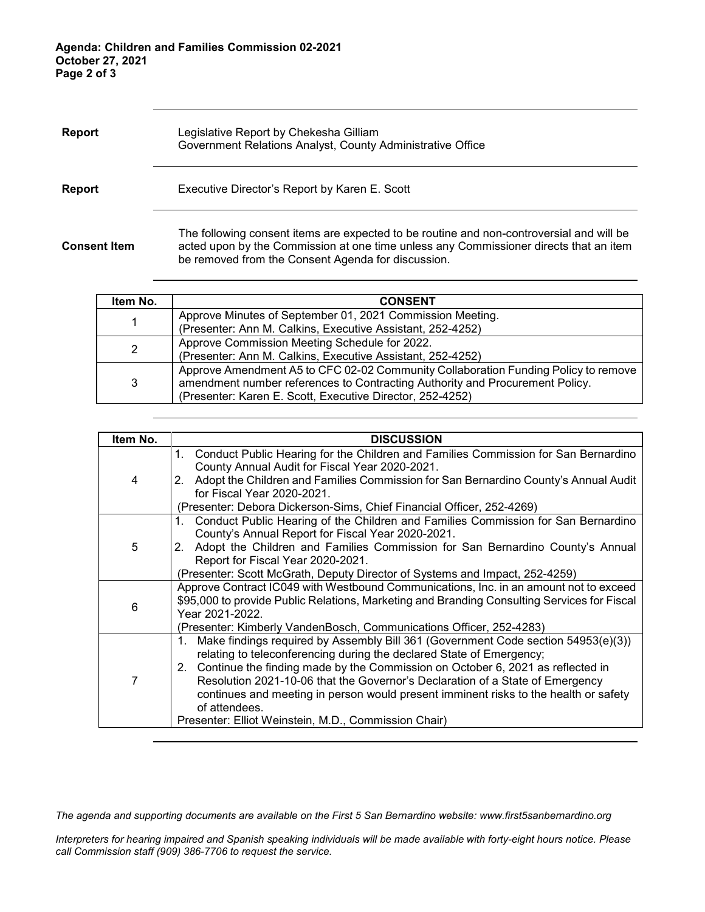**Report** — Legislative Report by Chekesha Gilliam
Government Relations Analyst, County Administrative Office

**Report** — Executive Director's Report by Karen E. Scott

**Consent Item** — The following consent items are expected to be routine and non-controversial and will be acted upon by the Commission at one time unless any Commissioner directs that an item be removed from the Consent Agenda for discussion.

| Item No. | CONSENT |
|---|---|
| 1 | Approve Minutes of September 01, 2021 Commission Meeting.<br>(Presenter: Ann M. Calkins, Executive Assistant, 252-4252) |
| 2 | Approve Commission Meeting Schedule for 2022.<br>(Presenter: Ann M. Calkins, Executive Assistant, 252-4252) |
| 3 | Approve Amendment A5 to CFC 02-02 Community Collaboration Funding Policy to remove amendment number references to Contracting Authority and Procurement Policy.<br>(Presenter: Karen E. Scott, Executive Director, 252-4252) |

| Item No. | DISCUSSION |
|---|---|
| 4 | 1. Conduct Public Hearing for the Children and Families Commission for San Bernardino County Annual Audit for Fiscal Year 2020-2021.<br>2. Adopt the Children and Families Commission for San Bernardino County's Annual Audit for Fiscal Year 2020-2021.<br>(Presenter: Debora Dickerson-Sims, Chief Financial Officer, 252-4269) |
| 5 | 1. Conduct Public Hearing of the Children and Families Commission for San Bernardino County's Annual Report for Fiscal Year 2020-2021.<br>2. Adopt the Children and Families Commission for San Bernardino County's Annual Report for Fiscal Year 2020-2021.<br>(Presenter: Scott McGrath, Deputy Director of Systems and Impact, 252-4259) |
| 6 | Approve Contract IC049 with Westbound Communications, Inc. in an amount not to exceed $95,000 to provide Public Relations, Marketing and Branding Consulting Services for Fiscal Year 2021-2022.<br>(Presenter: Kimberly VandenBosch, Communications Officer, 252-4283) |
| 7 | 1. Make findings required by Assembly Bill 361 (Government Code section 54953(e)(3)) relating to teleconferencing during the declared State of Emergency;<br>2. Continue the finding made by the Commission on October 6, 2021 as reflected in Resolution 2021-10-06 that the Governor's Declaration of a State of Emergency continues and meeting in person would present imminent risks to the health or safety of attendees.<br>Presenter: Elliot Weinstein, M.D., Commission Chair) |

*The agenda and supporting documents are available on the First 5 San Bernardino website: www.first5sanbernardino.org*

*Interpreters for hearing impaired and Spanish speaking individuals will be made available with forty-eight hours notice. Please call Commission staff (909) 386-7706 to request the service.*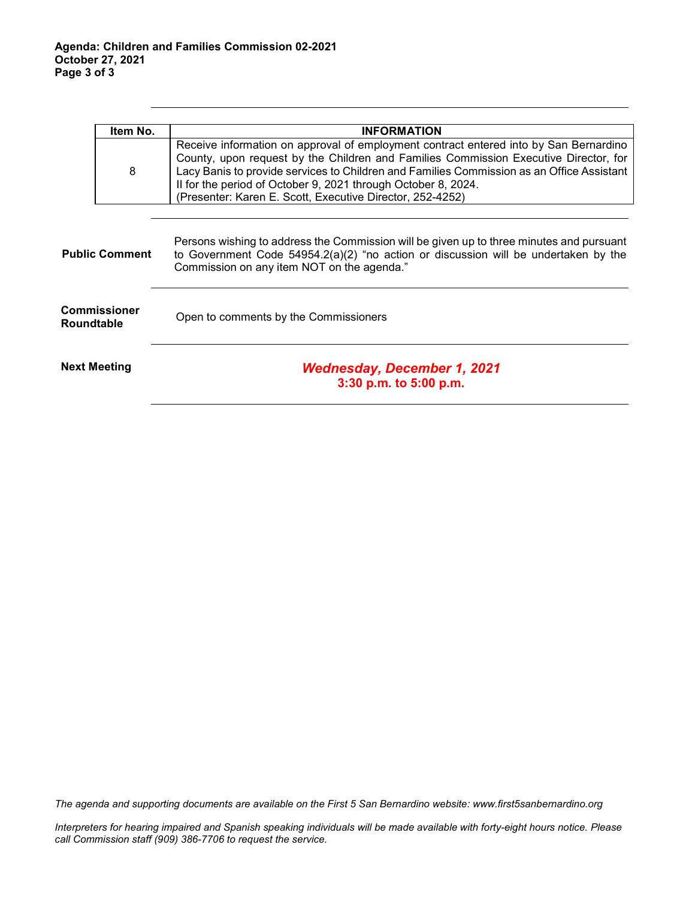| Item No. | INFORMATION |
|---|---|
| 8 | Receive information on approval of employment contract entered into by San Bernardino County, upon request by the Children and Families Commission Executive Director, for Lacy Banis to provide services to Children and Families Commission as an Office Assistant II for the period of October 9, 2021 through October 8, 2024.<br>(Presenter: Karen E. Scott, Executive Director, 252-4252) |

**Public Comment**

Persons wishing to address the Commission will be given up to three minutes and pursuant to Government Code 54954.2(a)(2) "no action or discussion will be undertaken by the Commission on any item NOT on the agenda."

**Commissioner Roundtable**

Open to comments by the Commissioners

**Next Meeting**

***Wednesday, December 1, 2021***
**3:30 p.m. to 5:00 p.m.**

*The agenda and supporting documents are available on the First 5 San Bernardino website: www.first5sanbernardino.org*

*Interpreters for hearing impaired and Spanish speaking individuals will be made available with forty-eight hours notice. Please call Commission staff (909) 386-7706 to request the service.*